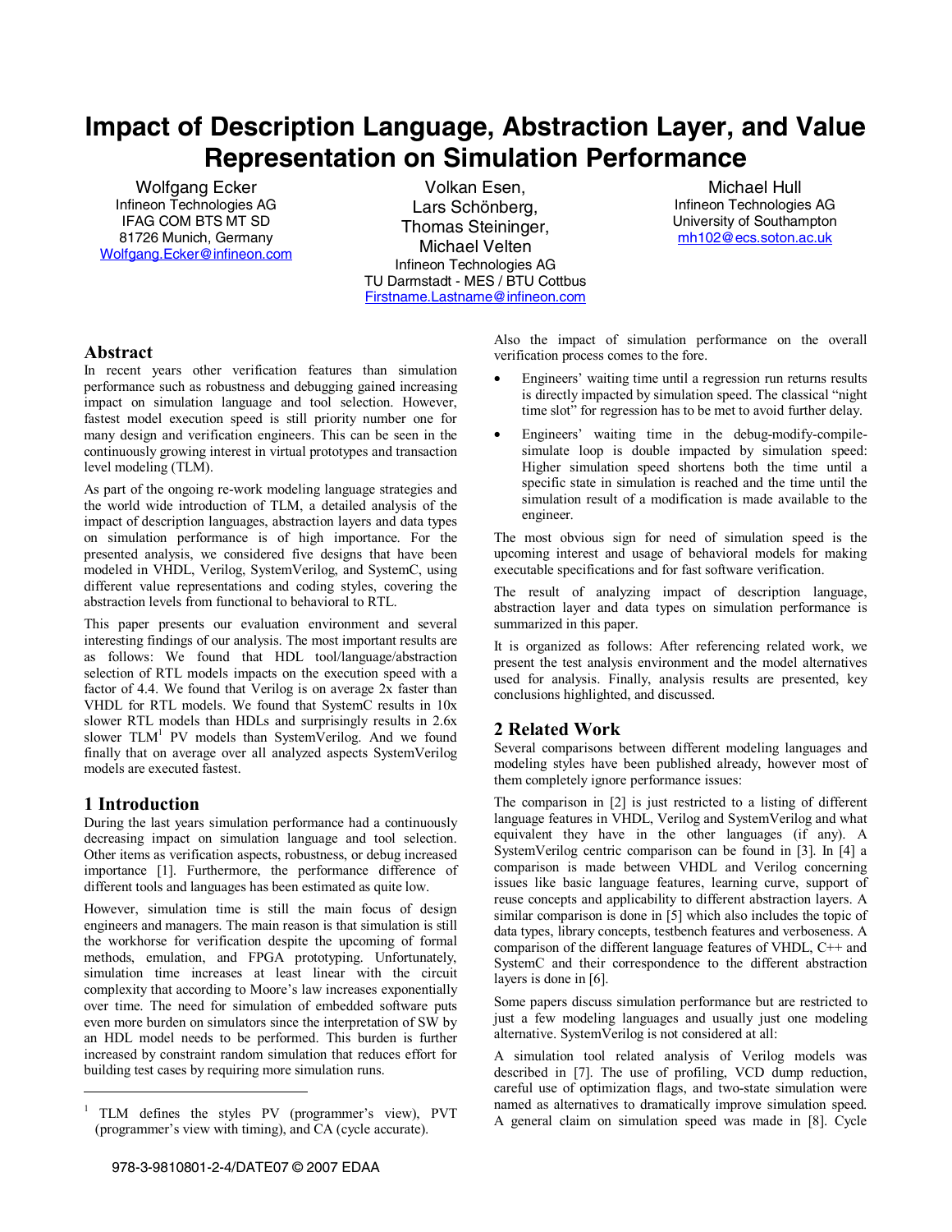# Impact of Description Language, Abstraction Layer, and Value Representation on Simulation Performance

Wolfgang Ecker
Infineon Technologies AG
IFAG COM BTS MT SD
81726 Munich, Germany
Wolfgang.Ecker@infineon.com

Volkan Esen,
Lars Schönberg,
Thomas Steininger,
Michael Velten
Infineon Technologies AG
TU Darmstadt - MES / BTU Cottbus
Firstname.Lastname@infineon.com

Michael Hull
Infineon Technologies AG
University of Southampton
mh102@ecs.soton.ac.uk

## Abstract

In recent years other verification features than simulation performance such as robustness and debugging gained increasing impact on simulation language and tool selection. However, fastest model execution speed is still priority number one for many design and verification engineers. This can be seen in the continuously growing interest in virtual prototypes and transaction level modeling (TLM).

As part of the ongoing re-work modeling language strategies and the world wide introduction of TLM, a detailed analysis of the impact of description languages, abstraction layers and data types on simulation performance is of high importance. For the presented analysis, we considered five designs that have been modeled in VHDL, Verilog, SystemVerilog, and SystemC, using different value representations and coding styles, covering the abstraction levels from functional to behavioral to RTL.

This paper presents our evaluation environment and several interesting findings of our analysis. The most important results are as follows: We found that HDL tool/language/abstraction selection of RTL models impacts on the execution speed with a factor of 4.4. We found that Verilog is on average 2x faster than VHDL for RTL models. We found that SystemC results in 10x slower RTL models than HDLs and surprisingly results in 2.6x slower TLM[1] PV models than SystemVerilog. And we found finally that on average over all analyzed aspects SystemVerilog models are executed fastest.

## 1 Introduction

During the last years simulation performance had a continuously decreasing impact on simulation language and tool selection. Other items as verification aspects, robustness, or debug increased importance [1]. Furthermore, the performance difference of different tools and languages has been estimated as quite low.

However, simulation time is still the main focus of design engineers and managers. The main reason is that simulation is still the workhorse for verification despite the upcoming of formal methods, emulation, and FPGA prototyping. Unfortunately, simulation time increases at least linear with the circuit complexity that according to Moore's law increases exponentially over time. The need for simulation of embedded software puts even more burden on simulators since the interpretation of SW by an HDL model needs to be performed. This burden is further increased by constraint random simulation that reduces effort for building test cases by requiring more simulation runs.

[1] TLM defines the styles PV (programmer's view), PVT (programmer's view with timing), and CA (cycle accurate).

Also the impact of simulation performance on the overall verification process comes to the fore.

- Engineers' waiting time until a regression run returns results is directly impacted by simulation speed. The classical "night time slot" for regression has to be met to avoid further delay.
- Engineers' waiting time in the debug-modify-compile-simulate loop is double impacted by simulation speed: Higher simulation speed shortens both the time until a specific state in simulation is reached and the time until the simulation result of a modification is made available to the engineer.

The most obvious sign for need of simulation speed is the upcoming interest and usage of behavioral models for making executable specifications and for fast software verification.

The result of analyzing impact of description language, abstraction layer and data types on simulation performance is summarized in this paper.

It is organized as follows: After referencing related work, we present the test analysis environment and the model alternatives used for analysis. Finally, analysis results are presented, key conclusions highlighted, and discussed.

## 2 Related Work

Several comparisons between different modeling languages and modeling styles have been published already, however most of them completely ignore performance issues:

The comparison in [2] is just restricted to a listing of different language features in VHDL, Verilog and SystemVerilog and what equivalent they have in the other languages (if any). A SystemVerilog centric comparison can be found in [3]. In [4] a comparison is made between VHDL and Verilog concerning issues like basic language features, learning curve, support of reuse concepts and applicability to different abstraction layers. A similar comparison is done in [5] which also includes the topic of data types, library concepts, testbench features and verboseness. A comparison of the different language features of VHDL, C++ and SystemC and their correspondence to the different abstraction layers is done in [6].

Some papers discuss simulation performance but are restricted to just a few modeling languages and usually just one modeling alternative. SystemVerilog is not considered at all:

A simulation tool related analysis of Verilog models was described in [7]. The use of profiling, VCD dump reduction, careful use of optimization flags, and two-state simulation were named as alternatives to dramatically improve simulation speed. A general claim on simulation speed was made in [8]. Cycle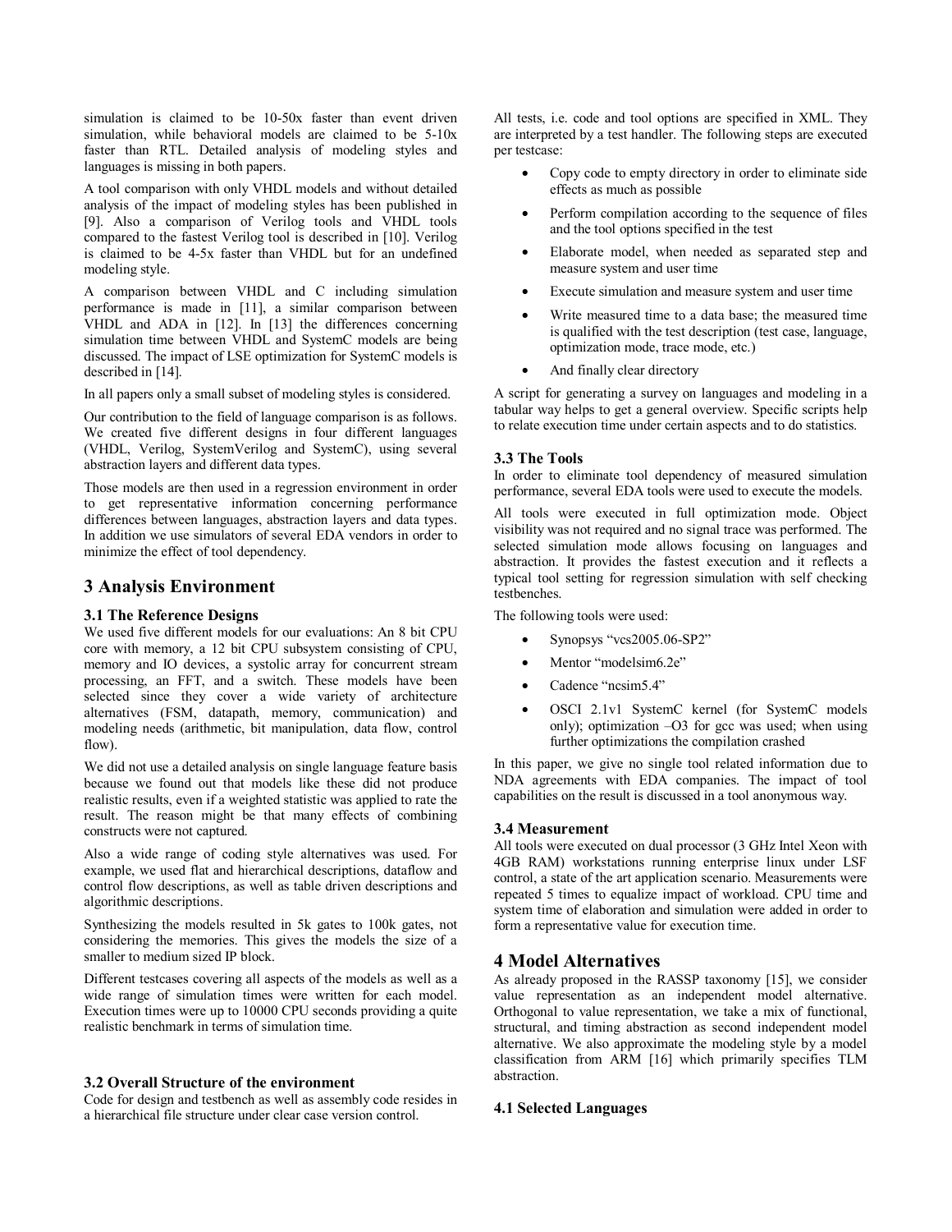simulation is claimed to be 10-50x faster than event driven simulation, while behavioral models are claimed to be 5-10x faster than RTL. Detailed analysis of modeling styles and languages is missing in both papers.

A tool comparison with only VHDL models and without detailed analysis of the impact of modeling styles has been published in [9]. Also a comparison of Verilog tools and VHDL tools compared to the fastest Verilog tool is described in [10]. Verilog is claimed to be 4-5x faster than VHDL but for an undefined modeling style.

A comparison between VHDL and C including simulation performance is made in [11], a similar comparison between VHDL and ADA in [12]. In [13] the differences concerning simulation time between VHDL and SystemC models are being discussed. The impact of LSE optimization for SystemC models is described in [14].

In all papers only a small subset of modeling styles is considered.

Our contribution to the field of language comparison is as follows. We created five different designs in four different languages (VHDL, Verilog, SystemVerilog and SystemC), using several abstraction layers and different data types.

Those models are then used in a regression environment in order to get representative information concerning performance differences between languages, abstraction layers and data types. In addition we use simulators of several EDA vendors in order to minimize the effect of tool dependency.

# 3 Analysis Environment

### 3.1 The Reference Designs

We used five different models for our evaluations: An 8 bit CPU core with memory, a 12 bit CPU subsystem consisting of CPU, memory and IO devices, a systolic array for concurrent stream processing, an FFT, and a switch. These models have been selected since they cover a wide variety of architecture alternatives (FSM, datapath, memory, communication) and modeling needs (arithmetic, bit manipulation, data flow, control flow).

We did not use a detailed analysis on single language feature basis because we found out that models like these did not produce realistic results, even if a weighted statistic was applied to rate the result. The reason might be that many effects of combining constructs were not captured.

Also a wide range of coding style alternatives was used. For example, we used flat and hierarchical descriptions, dataflow and control flow descriptions, as well as table driven descriptions and algorithmic descriptions.

Synthesizing the models resulted in 5k gates to 100k gates, not considering the memories. This gives the models the size of a smaller to medium sized IP block.

Different testcases covering all aspects of the models as well as a wide range of simulation times were written for each model. Execution times were up to 10000 CPU seconds providing a quite realistic benchmark in terms of simulation time.

### 3.2 Overall Structure of the environment

Code for design and testbench as well as assembly code resides in a hierarchical file structure under clear case version control.

All tests, i.e. code and tool options are specified in XML. They are interpreted by a test handler. The following steps are executed per testcase:

- Copy code to empty directory in order to eliminate side effects as much as possible
- Perform compilation according to the sequence of files and the tool options specified in the test
- Elaborate model, when needed as separated step and measure system and user time
- Execute simulation and measure system and user time
- Write measured time to a data base; the measured time is qualified with the test description (test case, language, optimization mode, trace mode, etc.)
- And finally clear directory

A script for generating a survey on languages and modeling in a tabular way helps to get a general overview. Specific scripts help to relate execution time under certain aspects and to do statistics.

### 3.3 The Tools

In order to eliminate tool dependency of measured simulation performance, several EDA tools were used to execute the models.

All tools were executed in full optimization mode. Object visibility was not required and no signal trace was performed. The selected simulation mode allows focusing on languages and abstraction. It provides the fastest execution and it reflects a typical tool setting for regression simulation with self checking testbenches.

The following tools were used:

- Synopsys "vcs2005.06-SP2"
- Mentor "modelsim6.2e"
- Cadence "ncsim5.4"
- OSCI 2.1v1 SystemC kernel (for SystemC models only); optimization –O3 for gcc was used; when using further optimizations the compilation crashed

In this paper, we give no single tool related information due to NDA agreements with EDA companies. The impact of tool capabilities on the result is discussed in a tool anonymous way.

### 3.4 Measurement

All tools were executed on dual processor (3 GHz Intel Xeon with 4GB RAM) workstations running enterprise linux under LSF control, a state of the art application scenario. Measurements were repeated 5 times to equalize impact of workload. CPU time and system time of elaboration and simulation were added in order to form a representative value for execution time.

# 4 Model Alternatives

As already proposed in the RASSP taxonomy [15], we consider value representation as an independent model alternative. Orthogonal to value representation, we take a mix of functional, structural, and timing abstraction as second independent model alternative. We also approximate the modeling style by a model classification from ARM [16] which primarily specifies TLM abstraction.

### 4.1 Selected Languages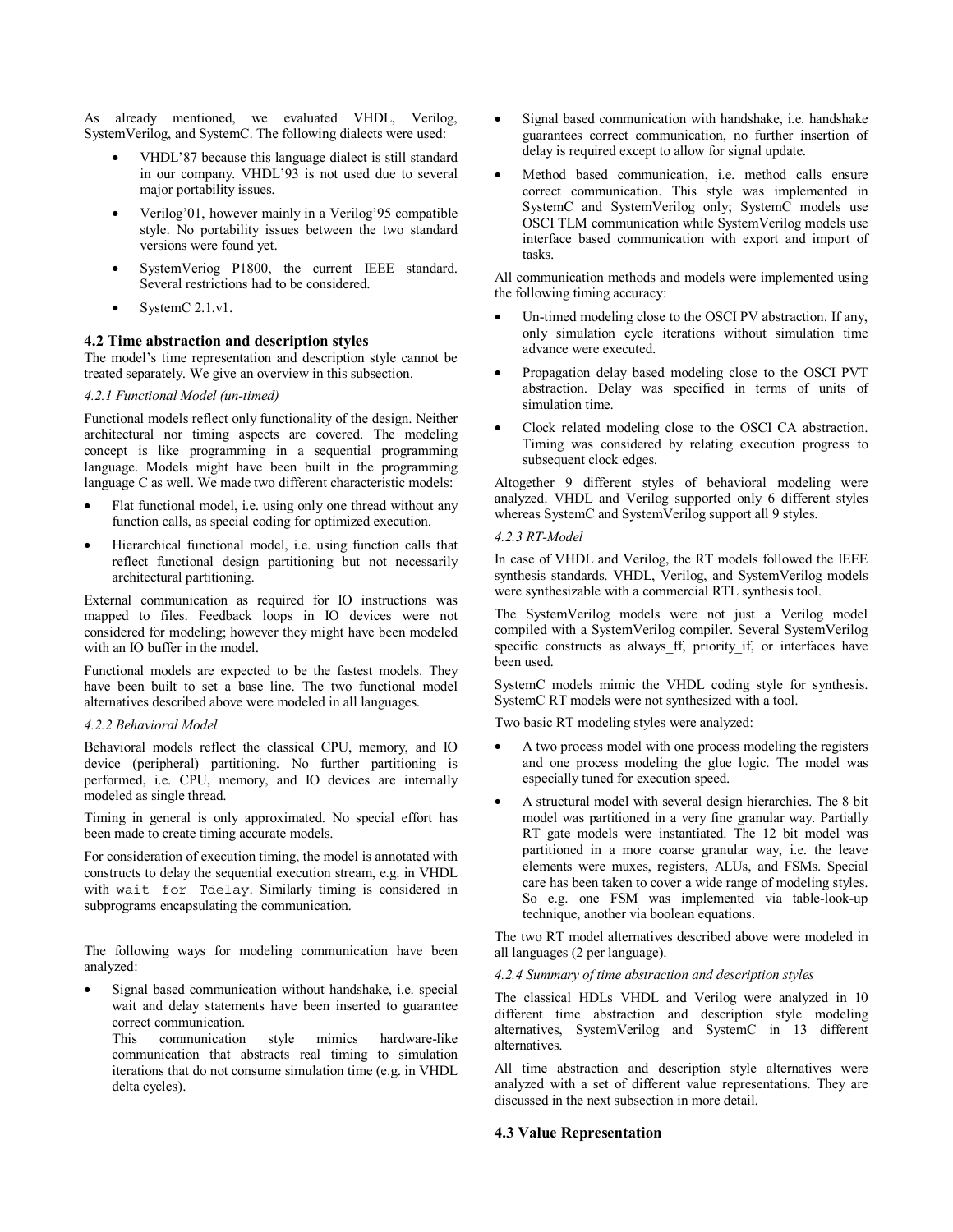As already mentioned, we evaluated VHDL, Verilog, SystemVerilog, and SystemC. The following dialects were used:

- VHDL'87 because this language dialect is still standard in our company. VHDL'93 is not used due to several major portability issues.
- Verilog'01, however mainly in a Verilog'95 compatible style. No portability issues between the two standard versions were found yet.
- SystemVeriog P1800, the current IEEE standard. Several restrictions had to be considered.
- SystemC 2.1.v1.

### 4.2 Time abstraction and description styles

The model's time representation and description style cannot be treated separately. We give an overview in this subsection.

#### *4.2.1 Functional Model (un-timed)*

Functional models reflect only functionality of the design. Neither architectural nor timing aspects are covered. The modeling concept is like programming in a sequential programming language. Models might have been built in the programming language C as well. We made two different characteristic models:

- Flat functional model, i.e. using only one thread without any function calls, as special coding for optimized execution.
- Hierarchical functional model, i.e. using function calls that reflect functional design partitioning but not necessarily architectural partitioning.

External communication as required for IO instructions was mapped to files. Feedback loops in IO devices were not considered for modeling; however they might have been modeled with an IO buffer in the model.

Functional models are expected to be the fastest models. They have been built to set a base line. The two functional model alternatives described above were modeled in all languages.

#### *4.2.2 Behavioral Model*

Behavioral models reflect the classical CPU, memory, and IO device (peripheral) partitioning. No further partitioning is performed, i.e. CPU, memory, and IO devices are internally modeled as single thread.

Timing in general is only approximated. No special effort has been made to create timing accurate models.

For consideration of execution timing, the model is annotated with constructs to delay the sequential execution stream, e.g. in VHDL with `wait for Tdelay`. Similarly timing is considered in subprograms encapsulating the communication.

The following ways for modeling communication have been analyzed:

- Signal based communication without handshake, i.e. special wait and delay statements have been inserted to guarantee correct communication.  
  This communication style mimics hardware-like communication that abstracts real timing to simulation iterations that do not consume simulation time (e.g. in VHDL delta cycles).
- Signal based communication with handshake, i.e. handshake guarantees correct communication, no further insertion of delay is required except to allow for signal update.
- Method based communication, i.e. method calls ensure correct communication. This style was implemented in SystemC and SystemVerilog only; SystemC models use OSCI TLM communication while SystemVerilog models use interface based communication with export and import of tasks.

All communication methods and models were implemented using the following timing accuracy:

- Un-timed modeling close to the OSCI PV abstraction. If any, only simulation cycle iterations without simulation time advance were executed.
- Propagation delay based modeling close to the OSCI PVT abstraction. Delay was specified in terms of units of simulation time.
- Clock related modeling close to the OSCI CA abstraction. Timing was considered by relating execution progress to subsequent clock edges.

Altogether 9 different styles of behavioral modeling were analyzed. VHDL and Verilog supported only 6 different styles whereas SystemC and SystemVerilog support all 9 styles.

#### *4.2.3 RT-Model*

In case of VHDL and Verilog, the RT models followed the IEEE synthesis standards. VHDL, Verilog, and SystemVerilog models were synthesizable with a commercial RTL synthesis tool.

The SystemVerilog models were not just a Verilog model compiled with a SystemVerilog compiler. Several SystemVerilog specific constructs as always_ff, priority_if, or interfaces have been used.

SystemC models mimic the VHDL coding style for synthesis. SystemC RT models were not synthesized with a tool.

Two basic RT modeling styles were analyzed:

- A two process model with one process modeling the registers and one process modeling the glue logic. The model was especially tuned for execution speed.
- A structural model with several design hierarchies. The 8 bit model was partitioned in a very fine granular way. Partially RT gate models were instantiated. The 12 bit model was partitioned in a more coarse granular way, i.e. the leave elements were muxes, registers, ALUs, and FSMs. Special care has been taken to cover a wide range of modeling styles. So e.g. one FSM was implemented via table-look-up technique, another via boolean equations.

The two RT model alternatives described above were modeled in all languages (2 per language).

#### *4.2.4 Summary of time abstraction and description styles*

The classical HDLs VHDL and Verilog were analyzed in 10 different time abstraction and description style modeling alternatives, SystemVerilog and SystemC in 13 different alternatives.

All time abstraction and description style alternatives were analyzed with a set of different value representations. They are discussed in the next subsection in more detail.

### 4.3 Value Representation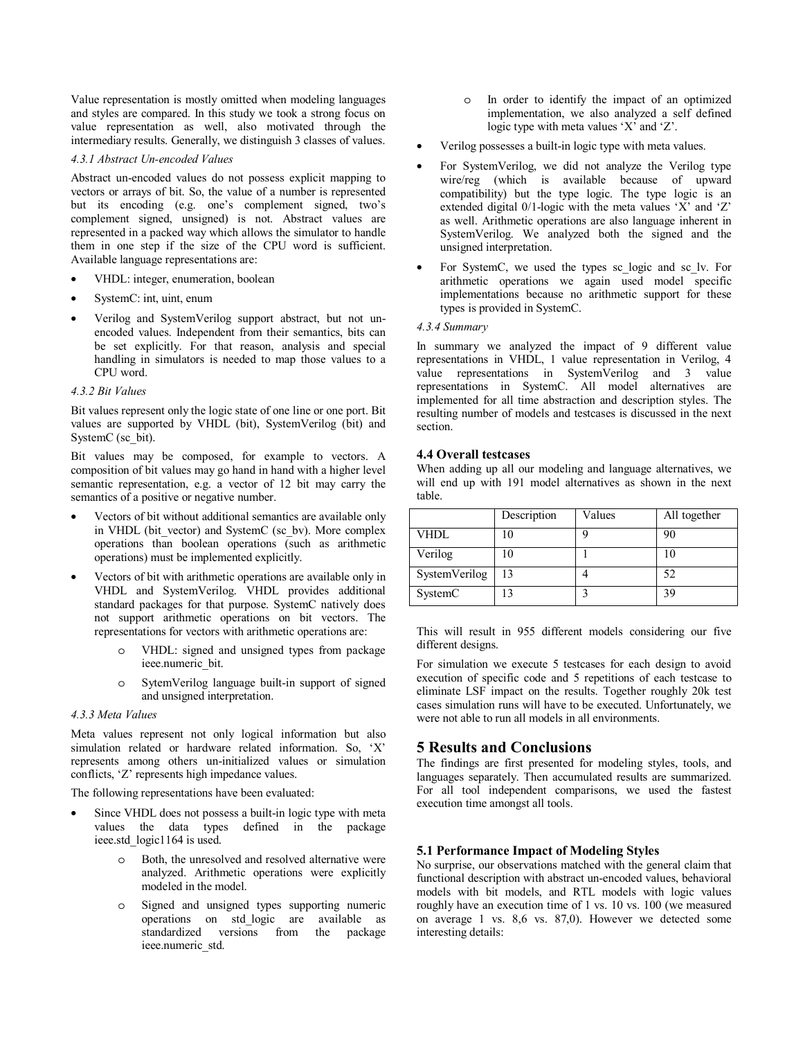Value representation is mostly omitted when modeling languages and styles are compared. In this study we took a strong focus on value representation as well, also motivated through the intermediary results. Generally, we distinguish 3 classes of values.

*4.3.1 Abstract Un-encoded Values*

Abstract un-encoded values do not possess explicit mapping to vectors or arrays of bit. So, the value of a number is represented but its encoding (e.g. one's complement signed, two's complement signed, unsigned) is not. Abstract values are represented in a packed way which allows the simulator to handle them in one step if the size of the CPU word is sufficient. Available language representations are:

- VHDL: integer, enumeration, boolean
- SystemC: int, uint, enum
- Verilog and SystemVerilog support abstract, but not un-encoded values. Independent from their semantics, bits can be set explicitly. For that reason, analysis and special handling in simulators is needed to map those values to a CPU word.

*4.3.2 Bit Values*

Bit values represent only the logic state of one line or one port. Bit values are supported by VHDL (bit), SystemVerilog (bit) and SystemC (sc_bit).

Bit values may be composed, for example to vectors. A composition of bit values may go hand in hand with a higher level semantic representation, e.g. a vector of 12 bit may carry the semantics of a positive or negative number.

- Vectors of bit without additional semantics are available only in VHDL (bit_vector) and SystemC (sc_bv). More complex operations than boolean operations (such as arithmetic operations) must be implemented explicitly.
- Vectors of bit with arithmetic operations are available only in VHDL and SystemVerilog. VHDL provides additional standard packages for that purpose. SystemC natively does not support arithmetic operations on bit vectors. The representations for vectors with arithmetic operations are:
    - VHDL: signed and unsigned types from package ieee.numeric_bit.
    - SytemVerilog language built-in support of signed and unsigned interpretation.

*4.3.3 Meta Values*

Meta values represent not only logical information but also simulation related or hardware related information. So, 'X' represents among others un-initialized values or simulation conflicts, 'Z' represents high impedance values.

The following representations have been evaluated:

- Since VHDL does not possess a built-in logic type with meta values the data types defined in the package ieee.std_logic1164 is used.
    - Both, the unresolved and resolved alternative were analyzed. Arithmetic operations were explicitly modeled in the model.
    - Signed and unsigned types supporting numeric operations on std_logic are available as standardized versions from the package ieee.numeric_std.
    - In order to identify the impact of an optimized implementation, we also analyzed a self defined logic type with meta values 'X' and 'Z'.
- Verilog possesses a built-in logic type with meta values.
- For SystemVerilog, we did not analyze the Verilog type wire/reg (which is available because of upward compatibility) but the type logic. The type logic is an extended digital 0/1-logic with the meta values 'X' and 'Z' as well. Arithmetic operations are also language inherent in SystemVerilog. We analyzed both the signed and the unsigned interpretation.
- For SystemC, we used the types sc_logic and sc_lv. For arithmetic operations we again used model specific implementations because no arithmetic support for these types is provided in SystemC.

*4.3.4 Summary*

In summary we analyzed the impact of 9 different value representations in VHDL, 1 value representation in Verilog, 4 value representations in SystemVerilog and 3 value representations in SystemC. All model alternatives are implemented for all time abstraction and description styles. The resulting number of models and testcases is discussed in the next section.

### 4.4 Overall testcases

When adding up all our modeling and language alternatives, we will end up with 191 model alternatives as shown in the next table.

| | Description | Values | All together |
|---|---|---|---|
| VHDL | 10 | 9 | 90 |
| Verilog | 10 | 1 | 10 |
| SystemVerilog | 13 | 4 | 52 |
| SystemC | 13 | 3 | 39 |

This will result in 955 different models considering our five different designs.

For simulation we execute 5 testcases for each design to avoid execution of specific code and 5 repetitions of each testcase to eliminate LSF impact on the results. Together roughly 20k test cases simulation runs will have to be executed. Unfortunately, we were not able to run all models in all environments.

## 5 Results and Conclusions

The findings are first presented for modeling styles, tools, and languages separately. Then accumulated results are summarized. For all tool independent comparisons, we used the fastest execution time amongst all tools.

### 5.1 Performance Impact of Modeling Styles

No surprise, our observations matched with the general claim that functional description with abstract un-encoded values, behavioral models with bit models, and RTL models with logic values roughly have an execution time of 1 vs. 10 vs. 100 (we measured on average 1 vs. 8,6 vs. 87,0). However we detected some interesting details: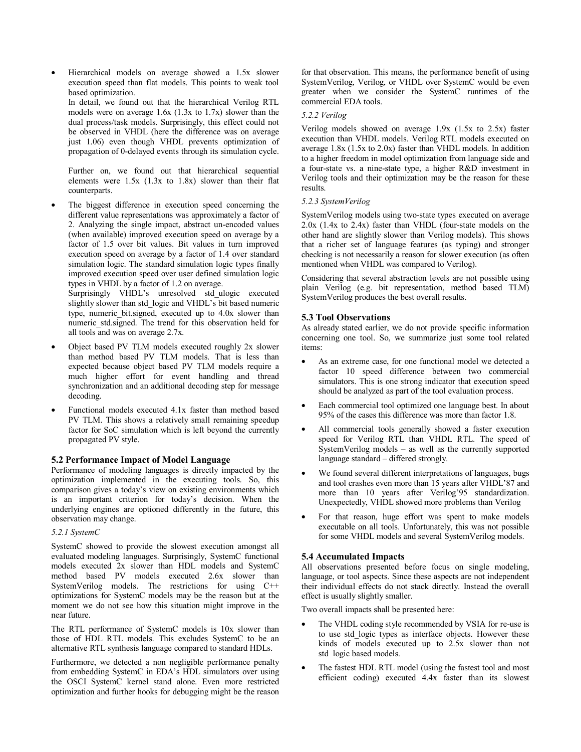- Hierarchical models on average showed a 1.5x slower execution speed than flat models. This points to weak tool based optimization.

  In detail, we found out that the hierarchical Verilog RTL models were on average 1.6x (1.3x to 1.7x) slower than the dual process/task models. Surprisingly, this effect could not be observed in VHDL (here the difference was on average just 1.06) even though VHDL prevents optimization of propagation of 0-delayed events through its simulation cycle.

  Further on, we found out that hierarchical sequential elements were 1.5x (1.3x to 1.8x) slower than their flat counterparts.

- The biggest difference in execution speed concerning the different value representations was approximately a factor of 2. Analyzing the single impact, abstract un-encoded values (when available) improved execution speed on average by a factor of 1.5 over bit values. Bit values in turn improved execution speed on average by a factor of 1.4 over standard simulation logic. The standard simulation logic types finally improved execution speed over user defined simulation logic types in VHDL by a factor of 1.2 on average.

  Surprisingly VHDL's unresolved std_ulogic executed slightly slower than std_logic and VHDL's bit based numeric type, numeric_bit.signed, executed up to 4.0x slower than numeric_std.signed. The trend for this observation held for all tools and was on average 2.7x.

- Object based PV TLM models executed roughly 2x slower than method based PV TLM models. That is less than expected because object based PV TLM models require a much higher effort for event handling and thread synchronization and an additional decoding step for message decoding.

- Functional models executed 4.1x faster than method based PV TLM. This shows a relatively small remaining speedup factor for SoC simulation which is left beyond the currently propagated PV style.

### 5.2 Performance Impact of Model Language

Performance of modeling languages is directly impacted by the optimization implemented in the executing tools. So, this comparison gives a today's view on existing environments which is an important criterion for today's decision. When the underlying engines are optioned differently in the future, this observation may change.

#### *5.2.1 SystemC*

SystemC showed to provide the slowest execution amongst all evaluated modeling languages. Surprisingly, SystemC functional models executed 2x slower than HDL models and SystemC method based PV models executed 2.6x slower than SystemVerilog models. The restrictions for using C++ optimizations for SystemC models may be the reason but at the moment we do not see how this situation might improve in the near future.

The RTL performance of SystemC models is 10x slower than those of HDL RTL models. This excludes SystemC to be an alternative RTL synthesis language compared to standard HDLs.

Furthermore, we detected a non negligible performance penalty from embedding SystemC in EDA's HDL simulators over using the OSCI SystemC kernel stand alone. Even more restricted optimization and further hooks for debugging might be the reason for that observation. This means, the performance benefit of using SystemVerilog, Verilog, or VHDL over SystemC would be even greater when we consider the SystemC runtimes of the commercial EDA tools.

#### *5.2.2 Verilog*

Verilog models showed on average 1.9x (1.5x to 2.5x) faster execution than VHDL models. Verilog RTL models executed on average 1.8x (1.5x to 2.0x) faster than VHDL models. In addition to a higher freedom in model optimization from language side and a four-state vs. a nine-state type, a higher R&D investment in Verilog tools and their optimization may be the reason for these results.

#### *5.2.3 SystemVerilog*

SystemVerilog models using two-state types executed on average 2.0x (1.4x to 2.4x) faster than VHDL (four-state models on the other hand are slightly slower than Verilog models). This shows that a richer set of language features (as typing) and stronger checking is not necessarily a reason for slower execution (as often mentioned when VHDL was compared to Verilog).

Considering that several abstraction levels are not possible using plain Verilog (e.g. bit representation, method based TLM) SystemVerilog produces the best overall results.

### 5.3 Tool Observations

As already stated earlier, we do not provide specific information concerning one tool. So, we summarize just some tool related items:

- As an extreme case, for one functional model we detected a factor 10 speed difference between two commercial simulators. This is one strong indicator that execution speed should be analyzed as part of the tool evaluation process.
- Each commercial tool optimized one language best. In about 95% of the cases this difference was more than factor 1.8.
- All commercial tools generally showed a faster execution speed for Verilog RTL than VHDL RTL. The speed of SystemVerilog models – as well as the currently supported language standard – differed strongly.
- We found several different interpretations of languages, bugs and tool crashes even more than 15 years after VHDL'87 and more than 10 years after Verilog'95 standardization. Unexpectedly, VHDL showed more problems than Verilog
- For that reason, huge effort was spent to make models executable on all tools. Unfortunately, this was not possible for some VHDL models and several SystemVerilog models.

### 5.4 Accumulated Impacts

All observations presented before focus on single modeling, language, or tool aspects. Since these aspects are not independent their individual effects do not stack directly. Instead the overall effect is usually slightly smaller.

Two overall impacts shall be presented here:

- The VHDL coding style recommended by VSIA for re-use is to use std_logic types as interface objects. However these kinds of models executed up to 2.5x slower than not std_logic based models.
- The fastest HDL RTL model (using the fastest tool and most efficient coding) executed 4.4x faster than its slowest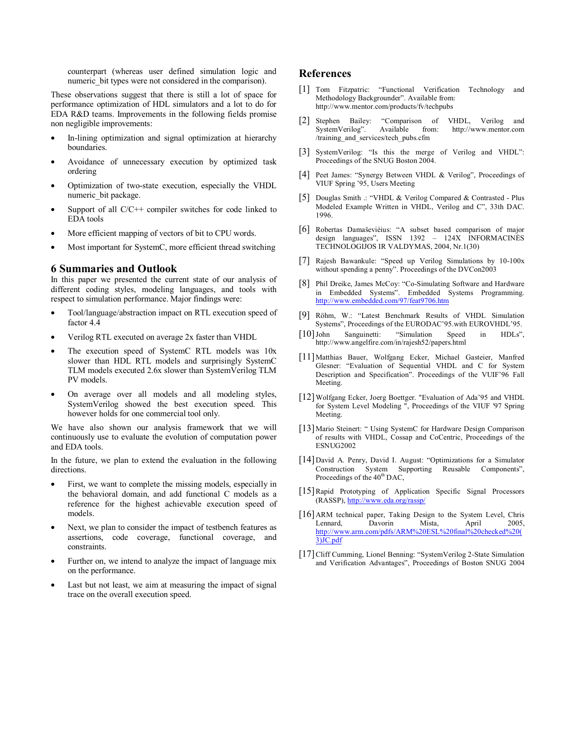counterpart (whereas user defined simulation logic and numeric_bit types were not considered in the comparison).

These observations suggest that there is still a lot of space for performance optimization of HDL simulators and a lot to do for EDA R&D teams. Improvements in the following fields promise non negligible improvements:

- In-lining optimization and signal optimization at hierarchy boundaries.
- Avoidance of unnecessary execution by optimized task ordering
- Optimization of two-state execution, especially the VHDL numeric_bit package.
- Support of all C/C++ compiler switches for code linked to EDA tools
- More efficient mapping of vectors of bit to CPU words.
- Most important for SystemC, more efficient thread switching

# 6 Summaries and Outlook

In this paper we presented the current state of our analysis of different coding styles, modeling languages, and tools with respect to simulation performance. Major findings were:

- Tool/language/abstraction impact on RTL execution speed of factor 4.4
- Verilog RTL executed on average 2x faster than VHDL
- The execution speed of SystemC RTL models was 10x slower than HDL RTL models and surprisingly SystemC TLM models executed 2.6x slower than SystemVerilog TLM PV models.
- On average over all models and all modeling styles, SystemVerilog showed the best execution speed. This however holds for one commercial tool only.

We have also shown our analysis framework that we will continuously use to evaluate the evolution of computation power and EDA tools.

In the future, we plan to extend the evaluation in the following directions.

- First, we want to complete the missing models, especially in the behavioral domain, and add functional C models as a reference for the highest achievable execution speed of models.
- Next, we plan to consider the impact of testbench features as assertions, code coverage, functional coverage, and constraints.
- Further on, we intend to analyze the impact of language mix on the performance.
- Last but not least, we aim at measuring the impact of signal trace on the overall execution speed.

# References

[1] Tom Fitzpatric: "Functional Verification Technology and Methodology Backgrounder". Available from: http://www.mentor.com/products/fv/techpubs

[2] Stephen Bailey: "Comparison of VHDL, Verilog and SystemVerilog". Available from: http://www.mentor.com /training_and_services/tech_pubs.cfm

[3] SystemVerilog: "Is this the merge of Verilog and VHDL": Proceedings of the SNUG Boston 2004.

[4] Peet James: "Synergy Between VHDL & Verilog", Proceedings of VIUF Spring '95, Users Meeting

[5] Douglas Smith .: "VHDL & Verilog Compared & Contrasted - Plus Modeled Example Written in VHDL, Verilog and C", 33th DAC. 1996.

[6] Robertas Damaševièius: "A subset based comparison of major design languages", ISSN 1392 – 124X INFORMACINĖS TECHNOLOGIJOS IR VALDYMAS, 2004, Nr.1(30)

[7] Rajesh Bawankule: "Speed up Verilog Simulations by 10-100x without spending a penny". Proceedings of the DVCon2003

[8] Phil Dreike, James McCoy: "Co-Simulating Software and Hardware in Embedded Systems". Embedded Systems Programming. http://www.embedded.com/97/feat9706.htm

[9] Röhm, W.: "Latest Benchmark Results of VHDL Simulation Systems", Proceedings of the EURODAC'95.with EUROVHDL'95.

[10] John Sanguinetti: "Simulation Speed in HDLs", http://www.angelfire.com/in/rajesh52/papers.html

[11] Matthias Bauer, Wolfgang Ecker, Michael Gasteier, Manfred Glesner: "Evaluation of Sequential VHDL and C for System Description and Specification". Proceedings of the VUIF'96 Fall Meeting.

[12] Wolfgang Ecker, Joerg Boettger. "Evaluation of Ada'95 and VHDL for System Level Modeling ", Proceedings of the VIUF '97 Spring Meeting.

[13] Mario Steinert: " Using SystemC for Hardware Design Comparison of results with VHDL, Cossap and CoCentric, Proceedings of the ESNUG2002

[14] David A. Penry, David I. August: "Optimizations for a Simulator Construction System Supporting Reusable Components", Proceedings of the 40th DAC,

[15] Rapid Prototyping of Application Specific Signal Processors (RASSP), http://www.eda.org/rassp/

[16] ARM technical paper, Taking Design to the System Level, Chris Lennard, Davorin Mista, April 2005, http://www.arm.com/pdfs/ARM%20ESL%20final%20checked%20(3)JC.pdf

[17] Cliff Cumming, Lionel Benning: "SystemVerilog 2-State Simulation and Verification Advantages", Proceedings of Boston SNUG 2004